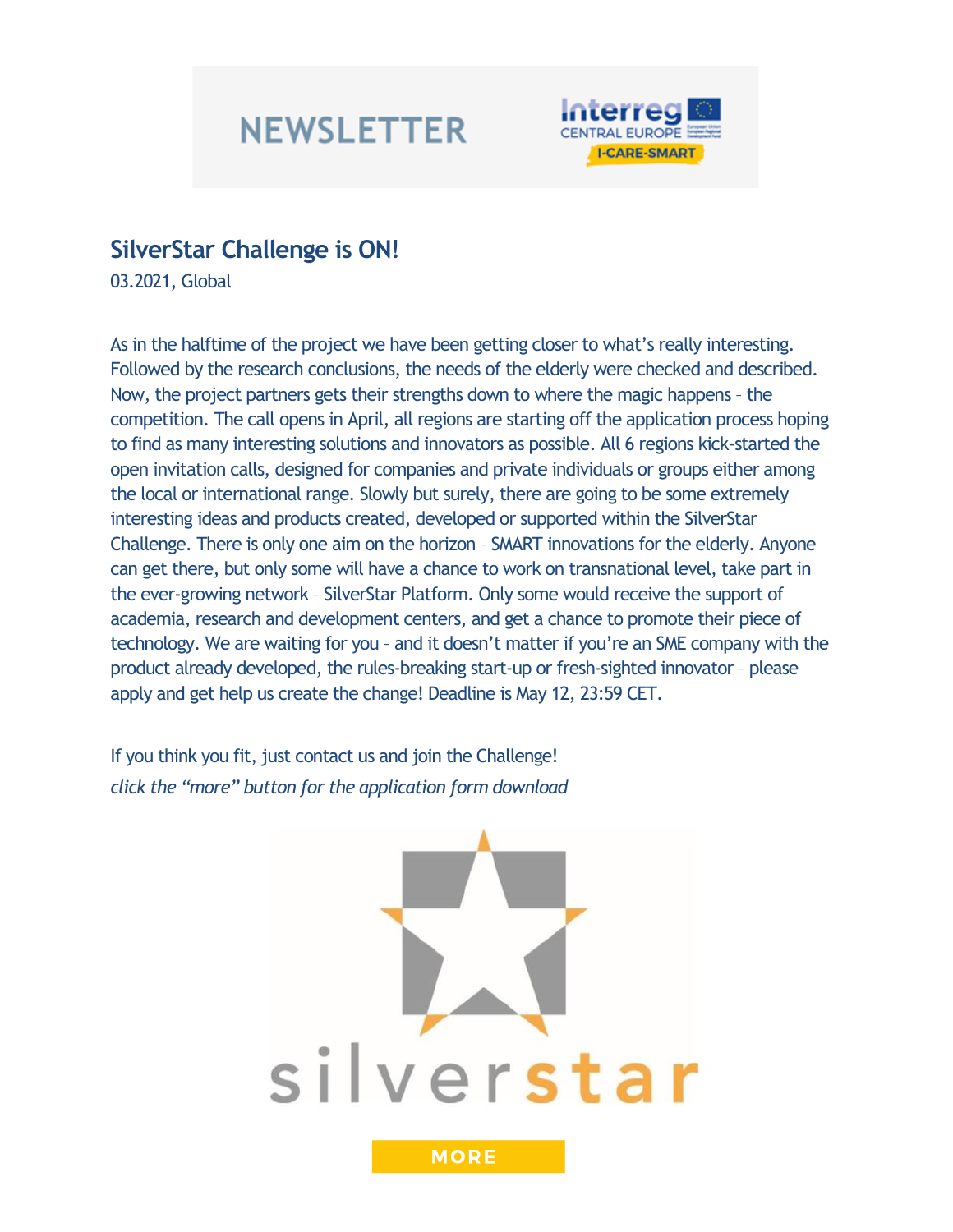NEWSLETTER

## SilverStar Challenge is ON!

03.2021, Global

As in the halftime of the project we have been getting closer to what's really interesting. Followed by the research conclusions, the needs of the elderly were checked and described. Now, the project partners gets their strengths down to where the magic happens – the competition. The call opens in April, all regions are starting off the application process hoping to find as many interesting solutions and innovators as possible. All 6 regions kick-started the open invitation calls, designed for companies and private individuals or groups either among the local or international range. Slowly but surely, there are going to be some extremely interesting ideas and products created, developed or supported within the SilverStar Challenge. There is only one aim on the horizon – SMART innovations for the elderly. Anyone can get there, but only some will have a chance to work on transnational level, take part in the ever-growing network – SilverStar Platform. Only some would receive the support of academia, research and development centers, and get a chance to promote their piece of technology. We are waiting for you – and it doesn't matter if you're an SME company with the product already developed, the rules-breaking start-up or fresh-sighted innovator – please apply and get help us create the change! Deadline is May 12, 23:59 CET.

If you think you fit, just contact us and join the Challenge!
*click the "more" button for the application form download*

MORE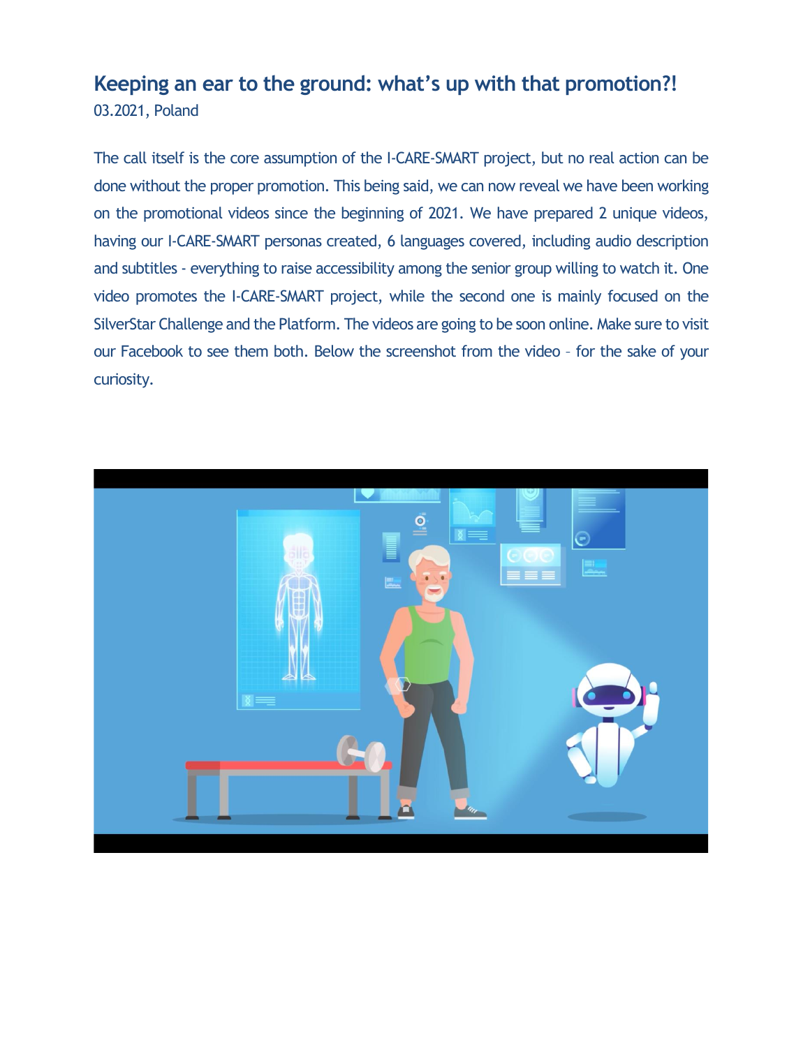## Keeping an ear to the ground: what's up with that promotion?!

03.2021, Poland

The call itself is the core assumption of the I-CARE-SMART project, but no real action can be done without the proper promotion. This being said, we can now reveal we have been working on the promotional videos since the beginning of 2021. We have prepared 2 unique videos, having our I-CARE-SMART personas created, 6 languages covered, including audio description and subtitles - everything to raise accessibility among the senior group willing to watch it. One video promotes the I-CARE-SMART project, while the second one is mainly focused on the SilverStar Challenge and the Platform. The videos are going to be soon online. Make sure to visit our Facebook to see them both. Below the screenshot from the video – for the sake of your curiosity.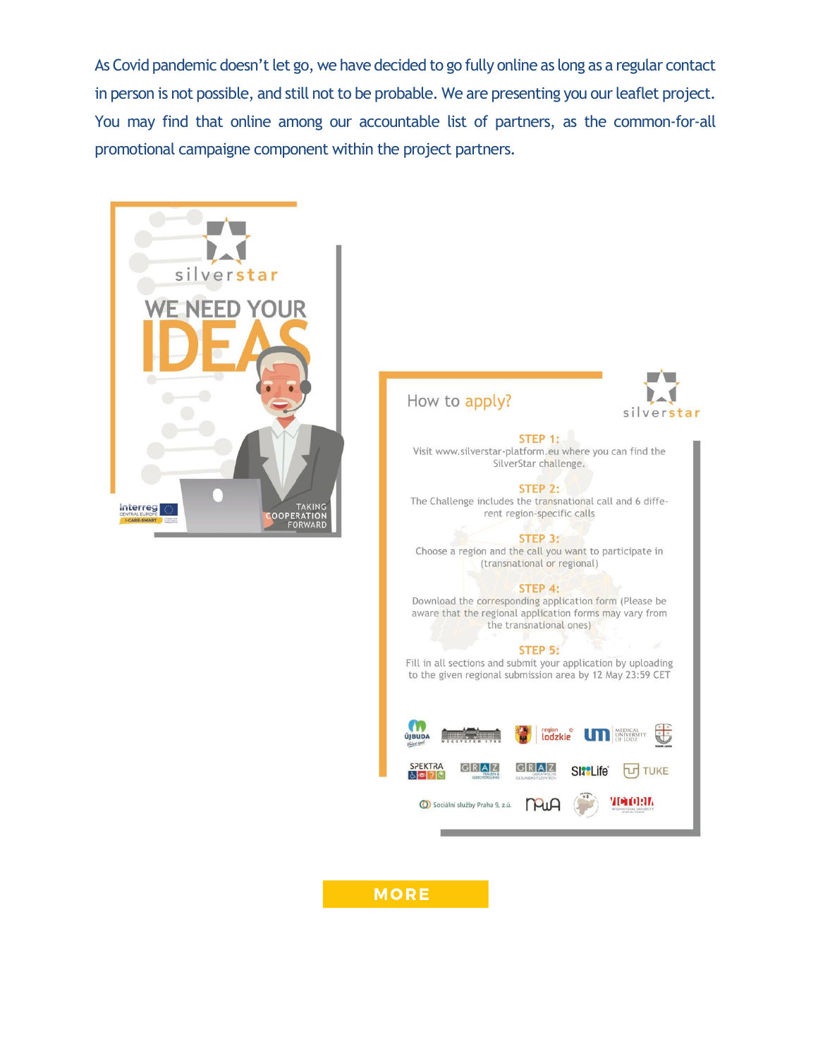As Covid pandemic doesn't let go, we have decided to go fully online as long as a regular contact in person is not possible, and still not to be probable. We are presenting you our leaflet project. You may find that online among our accountable list of partners, as the common-for-all promotional campaigne component within the project partners.

silverstar

WE NEED YOUR IDEAS

Interreg CENTRAL EUROPE I-CARE-SMART

TAKING COOPERATION FORWARD

## How to apply?

silverstar

**STEP 1:**
Visit www.silverstar-platform.eu where you can find the SilverStar challenge.

**STEP 2:**
The Challenge includes the transnational call and 6 different region-specific calls

**STEP 3:**
Choose a region and the call you want to participate in (transnational or regional)

**STEP 4:**
Download the corresponding application form (Please be aware that the regional application forms may vary from the transnational ones)

**STEP 5:**
Fill in all sections and submit your application by uploading to the given regional submission area by 12 May 23:59 CET

ÚJBUDA · region łodzkie · MEDICAL UNIVERSITY OF LODZ · SPEKTRA · GRAZ · GRAZ · Sl4Life · TUKE · Sociální služby Praha 9, z.ú. · VICTORIA

MORE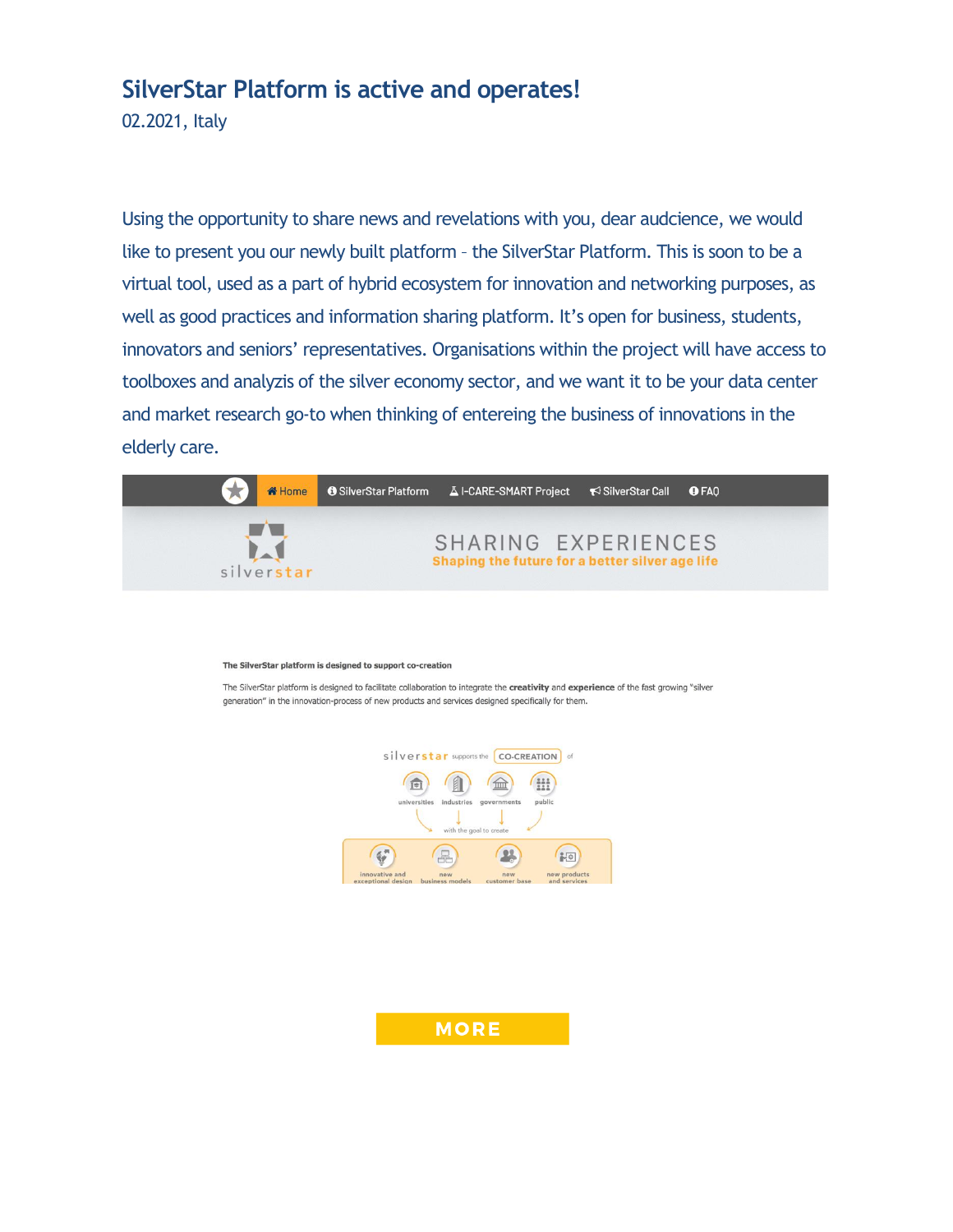## SilverStar Platform is active and operates!

02.2021, Italy

Using the opportunity to share news and revelations with you, dear audcience, we would like to present you our newly built platform – the SilverStar Platform. This is soon to be a virtual tool, used as a part of hybrid ecosystem for innovation and networking purposes, as well as good practices and information sharing platform. It's open for business, students, innovators and seniors' representatives. Organisations within the project will have access to toolboxes and analyzis of the silver economy sector, and we want it to be your data center and market research go-to when thinking of entereing the business of innovations in the elderly care.

Home | SilverStar Platform | I-CARE-SMART Project | SilverStar Call | FAQ

silverstar

SHARING EXPERIENCES

Shaping the future for a better silver age life

**The SilverStar platform is designed to support co-creation**

The SilverStar platform is designed to facilitate collaboration to integrate the **creativity** and **experience** of the fast growing "silver generation" in the innovation-process of new products and services designed specifically for them.

silverstar supports the CO-CREATION of

universities

industries

governments

public

with the goal to create

innovative and exceptional design

new business models

new customer base

new products and services

MORE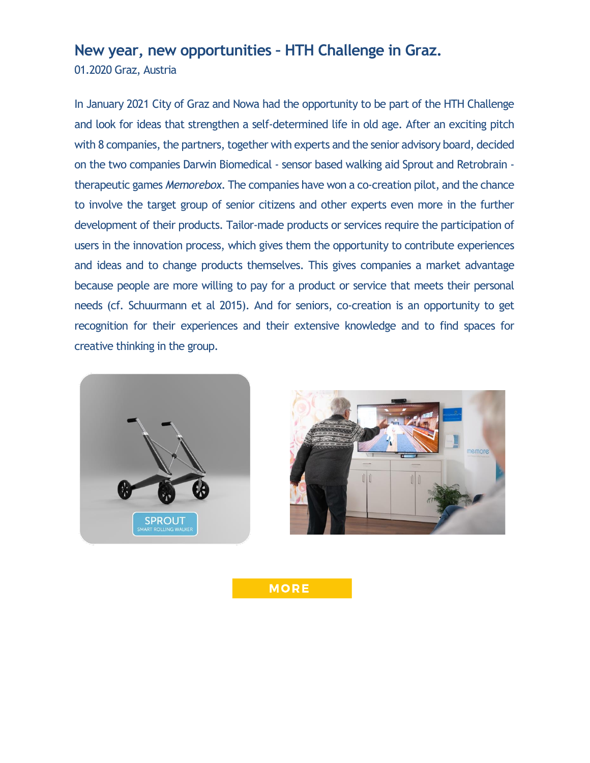## New year, new opportunities – HTH Challenge in Graz.

01.2020 Graz, Austria

In January 2021 City of Graz and Nowa had the opportunity to be part of the HTH Challenge and look for ideas that strengthen a self-determined life in old age. After an exciting pitch with 8 companies, the partners, together with experts and the senior advisory board, decided on the two companies Darwin Biomedical - sensor based walking aid Sprout and Retrobrain - therapeutic games *Memorebox*. The companies have won a co-creation pilot, and the chance to involve the target group of senior citizens and other experts even more in the further development of their products. Tailor-made products or services require the participation of users in the innovation process, which gives them the opportunity to contribute experiences and ideas and to change products themselves. This gives companies a market advantage because people are more willing to pay for a product or service that meets their personal needs (cf. Schuurmann et al 2015). And for seniors, co-creation is an opportunity to get recognition for their experiences and their extensive knowledge and to find spaces for creative thinking in the group.

MORE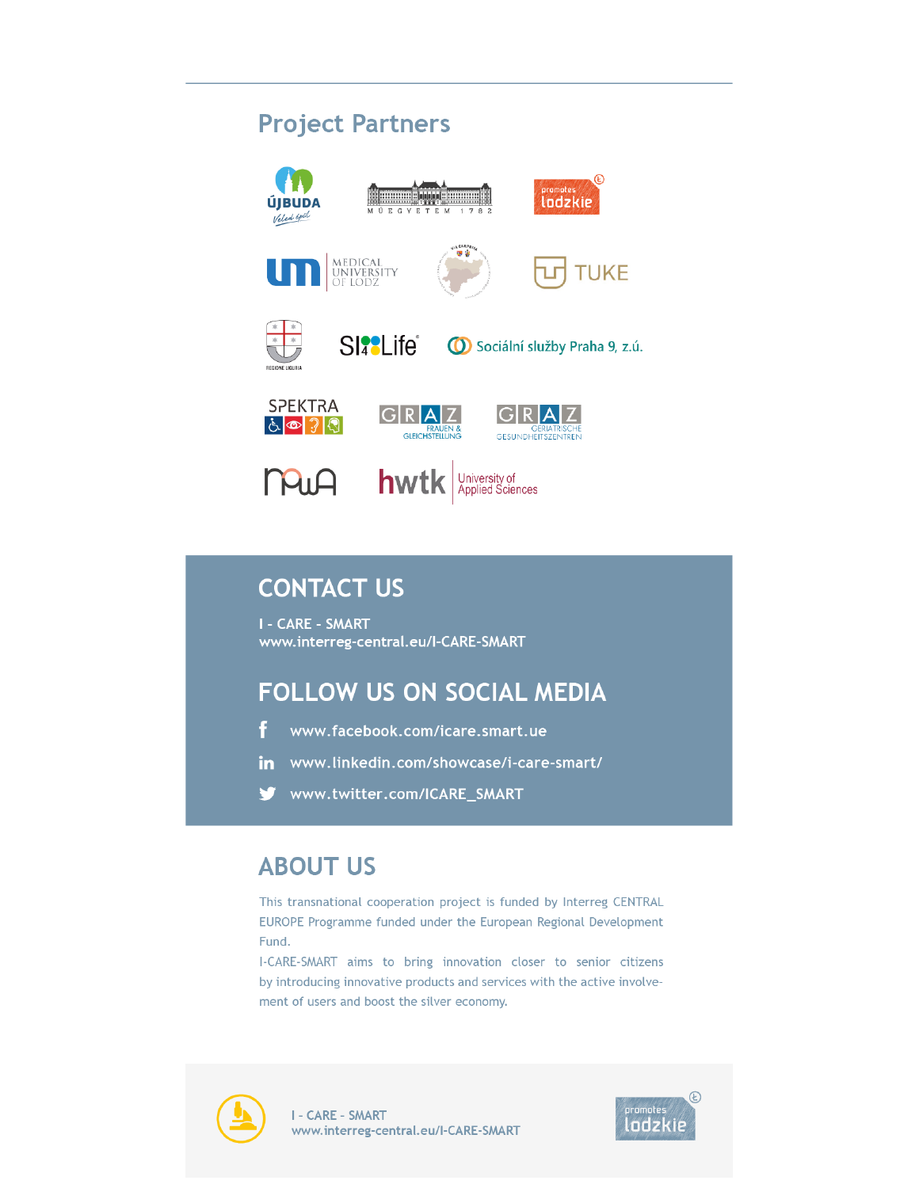## Project Partners

## CONTACT US

I - CARE - SMART
www.interreg-central.eu/I-CARE-SMART

## FOLLOW US ON SOCIAL MEDIA

www.facebook.com/icare.smart.ue

www.linkedin.com/showcase/i-care-smart/

www.twitter.com/ICARE_SMART

## ABOUT US

This transnational cooperation project is funded by Interreg CENTRAL EUROPE Programme funded under the European Regional Development Fund.

I-CARE-SMART aims to bring innovation closer to senior citizens by introducing innovative products and services with the active involvement of users and boost the silver economy.

I - CARE - SMART
www.interreg-central.eu/I-CARE-SMART